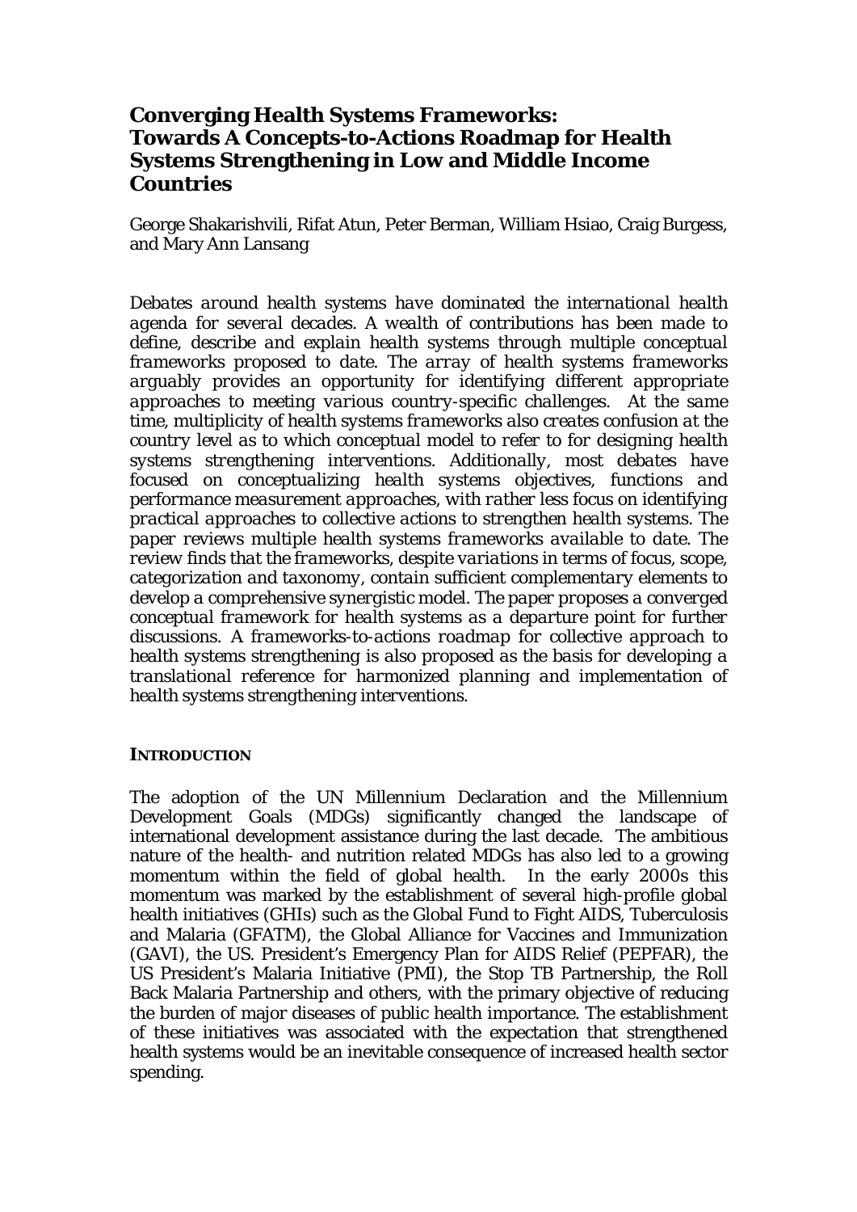# Converging Health Systems Frameworks: Towards A Concepts-to-Actions Roadmap for Health Systems Strengthening in Low and Middle Income Countries

George Shakarishvili, Rifat Atun, Peter Berman, William Hsiao, Craig Burgess, and Mary Ann Lansang

*Debates around health systems have dominated the international health agenda for several decades. A wealth of contributions has been made to define, describe and explain health systems through multiple conceptual frameworks proposed to date. The array of health systems frameworks arguably provides an opportunity for identifying different appropriate approaches to meeting various country-specific challenges. At the same time, multiplicity of health systems frameworks also creates confusion at the country level as to which conceptual model to refer to for designing health systems strengthening interventions. Additionally, most debates have focused on conceptualizing health systems objectives, functions and performance measurement approaches, with rather less focus on identifying practical approaches to collective actions to strengthen health systems. The paper reviews multiple health systems frameworks available to date. The review finds that the frameworks, despite variations in terms of focus, scope, categorization and taxonomy, contain sufficient complementary elements to develop a comprehensive synergistic model. The paper proposes a converged conceptual framework for health systems as a departure point for further discussions. A frameworks-to-actions roadmap for collective approach to health systems strengthening is also proposed as the basis for developing a translational reference for harmonized planning and implementation of health systems strengthening interventions.*

## INTRODUCTION

The adoption of the UN Millennium Declaration and the Millennium Development Goals (MDGs) significantly changed the landscape of international development assistance during the last decade. The ambitious nature of the health- and nutrition related MDGs has also led to a growing momentum within the field of global health. In the early 2000s this momentum was marked by the establishment of several high-profile global health initiatives (GHIs) such as the Global Fund to Fight AIDS, Tuberculosis and Malaria (GFATM), the Global Alliance for Vaccines and Immunization (GAVI), the US. President's Emergency Plan for AIDS Relief (PEPFAR), the US President's Malaria Initiative (PMI), the Stop TB Partnership, the Roll Back Malaria Partnership and others, with the primary objective of reducing the burden of major diseases of public health importance. The establishment of these initiatives was associated with the expectation that strengthened health systems would be an inevitable consequence of increased health sector spending.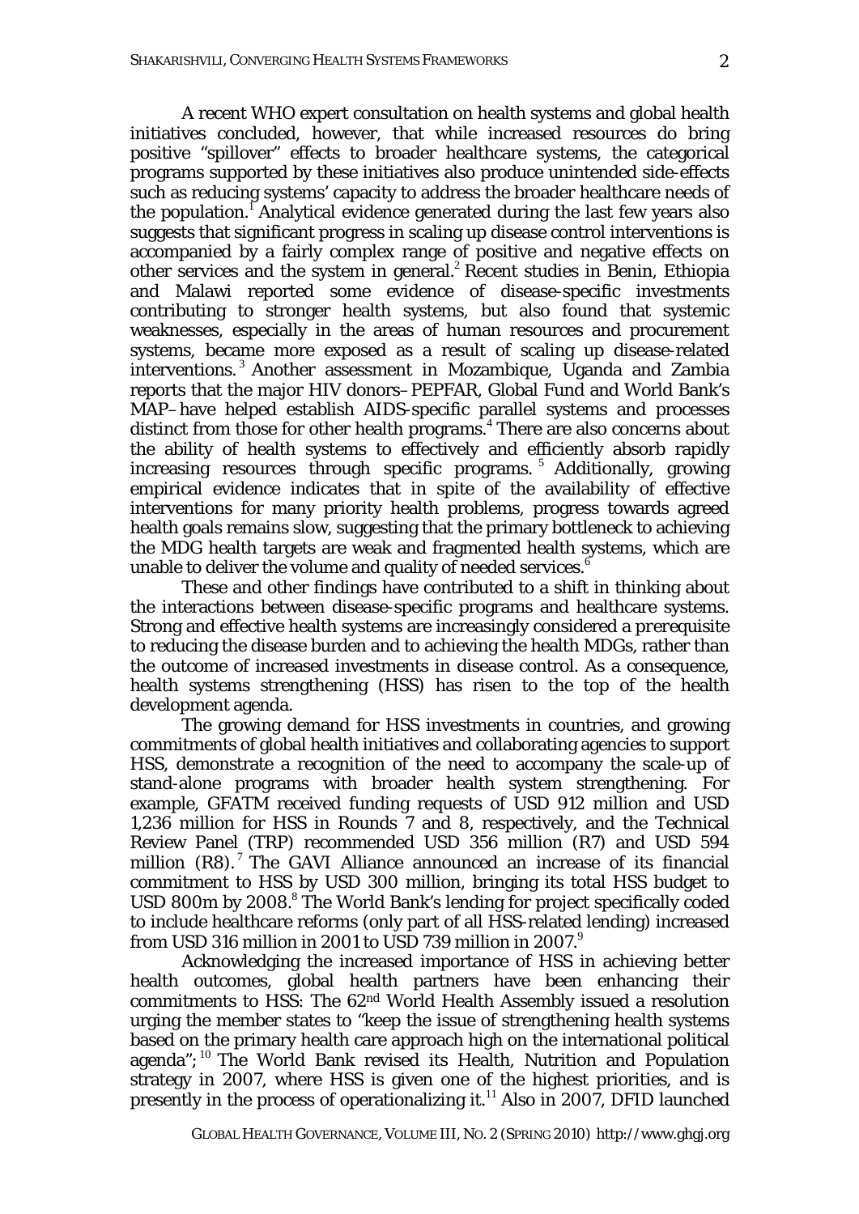A recent WHO expert consultation on health systems and global health initiatives concluded, however, that while increased resources do bring positive "spillover" effects to broader healthcare systems, the categorical programs supported by these initiatives also produce unintended side-effects such as reducing systems' capacity to address the broader healthcare needs of the population.[1] Analytical evidence generated during the last few years also suggests that significant progress in scaling up disease control interventions is accompanied by a fairly complex range of positive and negative effects on other services and the system in general.[2] Recent studies in Benin, Ethiopia and Malawi reported some evidence of disease-specific investments contributing to stronger health systems, but also found that systemic weaknesses, especially in the areas of human resources and procurement systems, became more exposed as a result of scaling up disease-related interventions.[3] Another assessment in Mozambique, Uganda and Zambia reports that the major HIV donors–PEPFAR, Global Fund and World Bank's MAP–have helped establish AIDS-specific parallel systems and processes distinct from those for other health programs.[4] There are also concerns about the ability of health systems to effectively and efficiently absorb rapidly increasing resources through specific programs.[5] Additionally, growing empirical evidence indicates that in spite of the availability of effective interventions for many priority health problems, progress towards agreed health goals remains slow, suggesting that the primary bottleneck to achieving the MDG health targets are weak and fragmented health systems, which are unable to deliver the volume and quality of needed services.[6]

These and other findings have contributed to a shift in thinking about the interactions between disease-specific programs and healthcare systems. Strong and effective health systems are increasingly considered a *prerequisite* to reducing the disease burden and to achieving the health MDGs, rather than the outcome of increased investments in disease control. As a consequence, health systems strengthening (HSS) has risen to the top of the health development agenda.

The growing demand for HSS investments in countries, and growing commitments of global health initiatives and collaborating agencies to support HSS, demonstrate a recognition of the need to accompany the scale-up of stand-alone programs with broader health system strengthening. For example, GFATM received funding requests of USD 912 million and USD 1,236 million for HSS in Rounds 7 and 8, respectively, and the Technical Review Panel (TRP) recommended USD 356 million (R7) and USD 594 million (R8).[7] The GAVI Alliance announced an increase of its financial commitment to HSS by USD 300 million, bringing its total HSS budget to USD 800m by 2008.[8] The World Bank's lending for project specifically coded to include healthcare reforms (only part of all HSS-related lending) increased from USD 316 million in 2001 to USD 739 million in 2007.[9]

Acknowledging the increased importance of HSS in achieving better health outcomes, global health partners have been enhancing their commitments to HSS: The 62nd World Health Assembly issued a resolution urging the member states to "keep the issue of strengthening health systems based on the primary health care approach high on the international political agenda";[10] The World Bank revised its Health, Nutrition and Population strategy in 2007, where HSS is given one of the highest priorities, and is presently in the process of operationalizing it.[11] Also in 2007, DFID launched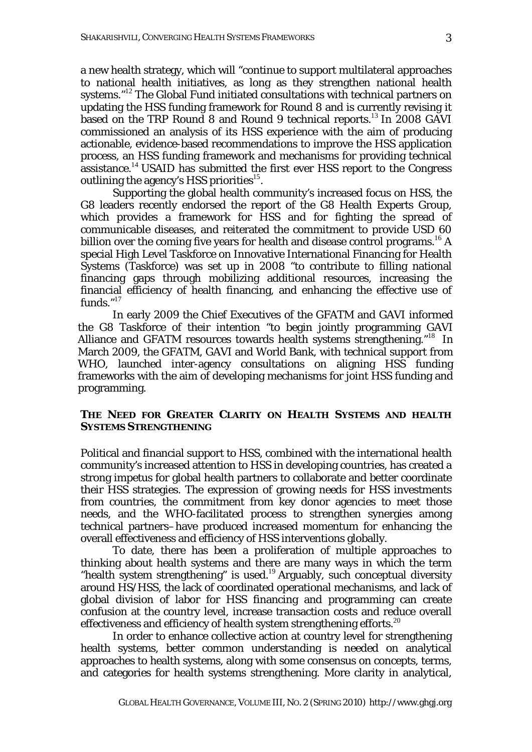a new health strategy, which will "continue to support multilateral approaches to national health initiatives, as long as they strengthen national health systems."[12] The Global Fund initiated consultations with technical partners on updating the HSS funding framework for Round 8 and is currently revising it based on the TRP Round 8 and Round 9 technical reports.[13] In 2008 GAVI commissioned an analysis of its HSS experience with the aim of producing actionable, evidence-based recommendations to improve the HSS application process, an HSS funding framework and mechanisms for providing technical assistance.[14] USAID has submitted the first ever HSS report to the Congress outlining the agency's HSS priorities[15].

Supporting the global health community's increased focus on HSS, the G8 leaders recently endorsed the report of the G8 Health Experts Group, which provides a framework for HSS and for fighting the spread of communicable diseases, and reiterated the commitment to provide USD 60 billion over the coming five years for health and disease control programs.[16] A special High Level Taskforce on Innovative International Financing for Health Systems (Taskforce) was set up in 2008 "to contribute to filling national financing gaps through mobilizing additional resources, increasing the financial efficiency of health financing, and enhancing the effective use of funds."[17]

In early 2009 the Chief Executives of the GFATM and GAVI informed the G8 Taskforce of their intention "to begin jointly programming GAVI Alliance and GFATM resources towards health systems strengthening."[18] In March 2009, the GFATM, GAVI and World Bank, with technical support from WHO, launched inter-agency consultations on aligning HSS funding frameworks with the aim of developing mechanisms for joint HSS funding and programming.

## THE NEED FOR GREATER CLARITY ON HEALTH SYSTEMS AND HEALTH SYSTEMS STRENGTHENING

Political and financial support to HSS, combined with the international health community's increased attention to HSS in developing countries, has created a strong impetus for global health partners to collaborate and better coordinate their HSS strategies. The expression of growing needs for HSS investments from countries, the commitment from key donor agencies to meet those needs, and the WHO-facilitated process to strengthen synergies among technical partners–have produced increased momentum for enhancing the overall effectiveness and efficiency of HSS interventions globally.

To date, there has been a proliferation of multiple approaches to thinking about health systems and there are many ways in which the term "health system strengthening" is used.[19] Arguably, such conceptual diversity around HS/HSS, the lack of coordinated operational mechanisms, and lack of global division of labor for HSS financing and programming can create confusion at the country level, increase transaction costs and reduce overall effectiveness and efficiency of health system strengthening efforts.[20]

In order to enhance collective action at country level for strengthening health systems, better common understanding is needed on analytical approaches to health systems, along with some consensus on concepts, terms, and categories for health systems strengthening. More clarity in analytical,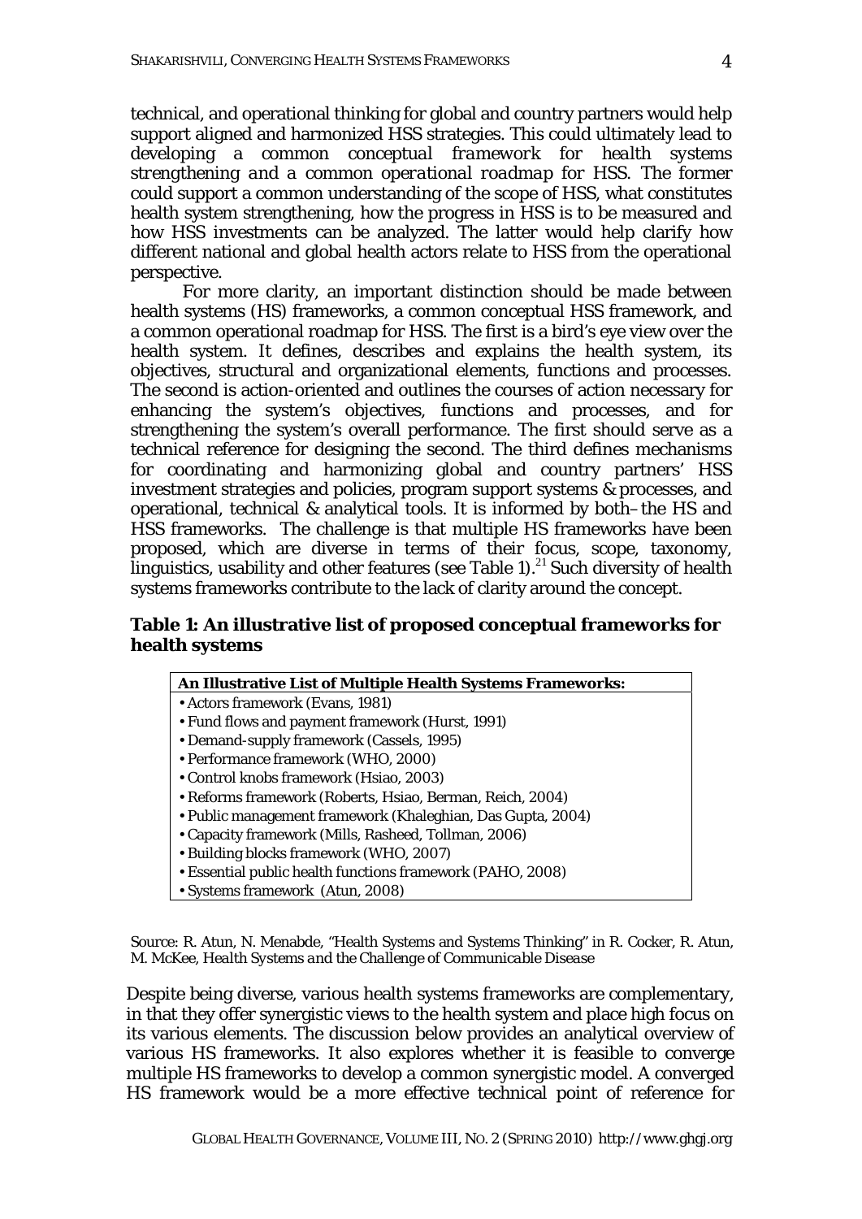technical, and operational thinking for global and country partners would help support aligned and harmonized HSS strategies. This could ultimately lead to developing a *common conceptual framework for health systems strengthening and a common operational roadmap* for HSS. The former could support a common understanding of the scope of HSS, what constitutes health system strengthening, how the progress in HSS is to be measured and how HSS investments can be analyzed. The latter would help clarify how different national and global health actors relate to HSS from the operational perspective.

For more clarity, an important distinction should be made between health systems (HS) frameworks, a common conceptual HSS framework, and a common operational roadmap for HSS. The first is a bird's eye view over the health system. It defines, describes and explains the health system, its objectives, structural and organizational elements, functions and processes. The second is action-oriented and outlines the courses of action necessary for enhancing the system's objectives, functions and processes, and for strengthening the system's overall performance. The first should serve as a technical reference for designing the second. The third defines mechanisms for coordinating and harmonizing global and country partners' HSS investment strategies and policies, program support systems & processes, and operational, technical & analytical tools. It is informed by both–the HS and HSS frameworks. The challenge is that multiple HS frameworks have been proposed, which are diverse in terms of their focus, scope, taxonomy, linguistics, usability and other features (see Table 1).[21] Such diversity of health systems frameworks contribute to the lack of clarity around the concept.

**Table 1: An illustrative list of proposed conceptual frameworks for health systems**

| An Illustrative List of Multiple Health Systems Frameworks: |
|---|
| • Actors framework (Evans, 1981) |
| • Fund flows and payment framework (Hurst, 1991) |
| • Demand-supply framework (Cassels, 1995) |
| • Performance framework (WHO, 2000) |
| • Control knobs framework (Hsiao, 2003) |
| • Reforms framework (Roberts, Hsiao, Berman, Reich, 2004) |
| • Public management framework (Khaleghian, Das Gupta, 2004) |
| • Capacity framework (Mills, Rasheed, Tollman, 2006) |
| • Building blocks framework (WHO, 2007) |
| • Essential public health functions framework (PAHO, 2008) |
| • Systems framework (Atun, 2008) |

Source: R. Atun, N. Menabde, "Health Systems and Systems Thinking" in R. Cocker, R. Atun, M. McKee, *Health Systems and the Challenge of Communicable Disease*

Despite being diverse, various health systems frameworks are complementary, in that they offer synergistic views to the health system and place high focus on its various elements. The discussion below provides an analytical overview of various HS frameworks. It also explores whether it is feasible to converge multiple HS frameworks to develop a common synergistic model. A converged HS framework would be a more effective technical point of reference for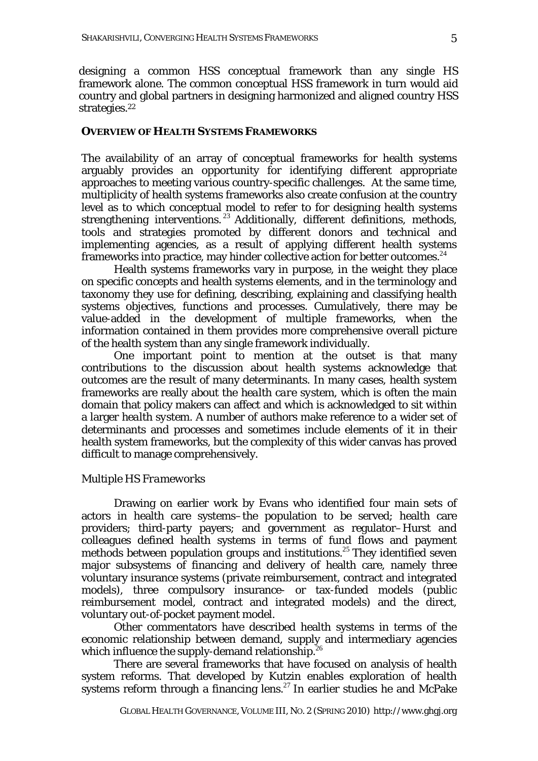designing a common HSS conceptual framework than any single HS framework alone. The common conceptual HSS framework in turn would aid country and global partners in designing harmonized and aligned country HSS strategies.[22]

## OVERVIEW OF HEALTH SYSTEMS FRAMEWORKS

The availability of an array of conceptual frameworks for health systems arguably provides an opportunity for identifying different appropriate approaches to meeting various country-specific challenges. At the same time, multiplicity of health systems frameworks also create confusion at the country level as to which conceptual model to refer to for designing health systems strengthening interventions.[23] Additionally, different definitions, methods, tools and strategies promoted by different donors and technical and implementing agencies, as a result of applying different health systems frameworks into practice, may hinder collective action for better outcomes.[24]

Health systems frameworks vary in purpose, in the weight they place on specific concepts and health systems elements, and in the terminology and taxonomy they use for defining, describing, explaining and classifying health systems objectives, functions and processes. Cumulatively, there may be value-added in the development of multiple frameworks, when the information contained in them provides more comprehensive overall picture of the health system than any single framework individually.

One important point to mention at the outset is that many contributions to the discussion about health systems acknowledge that outcomes are the result of many determinants. In many cases, health system frameworks are really about the *health care system*, which is often the main domain that policy makers can affect and which is acknowledged to sit within a larger *health system*. A number of authors make reference to a wider set of determinants and processes and sometimes include elements of it in their health system frameworks, but the complexity of this wider canvas has proved difficult to manage comprehensively.

### *Multiple HS Frameworks*

Drawing on earlier work by Evans who identified four main sets of actors in health care systems–the population to be served; health care providers; third-party payers; and government as regulator–Hurst and colleagues defined health systems in terms of fund flows and payment methods between population groups and institutions.[25] They identified seven major subsystems of financing and delivery of health care, namely three voluntary insurance systems (private reimbursement, contract and integrated models), three compulsory insurance- or tax-funded models (public reimbursement model, contract and integrated models) and the direct, voluntary out-of-pocket payment model.

Other commentators have described health systems in terms of the economic relationship between demand, supply and intermediary agencies which influence the supply-demand relationship.[26]

There are several frameworks that have focused on analysis of health system reforms. That developed by Kutzin enables exploration of health systems reform through a financing lens.[27] In earlier studies he and McPake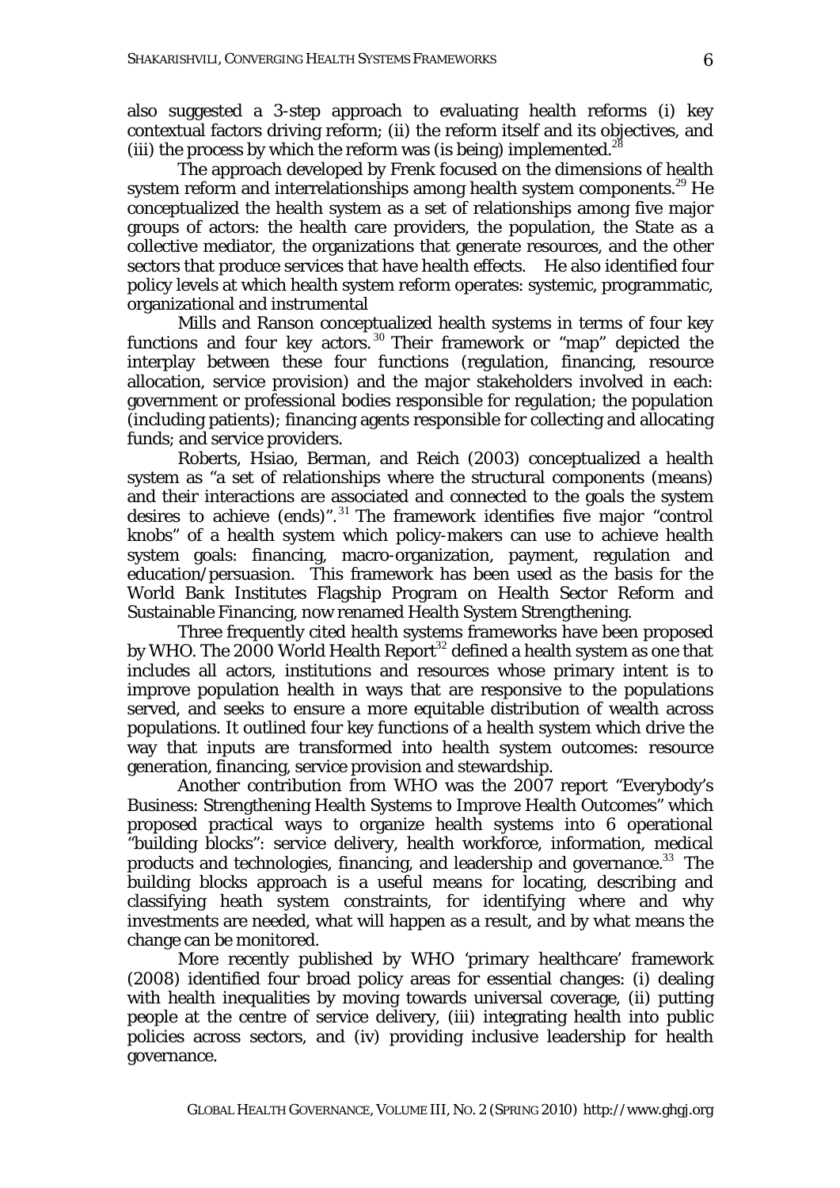also suggested a 3-step approach to evaluating health reforms (i) key contextual factors driving reform; (ii) the reform itself and its objectives, and (iii) the process by which the reform was (is being) implemented.[28]

The approach developed by Frenk focused on the dimensions of health system reform and interrelationships among health system components.[29] He conceptualized the health system as a set of relationships among five major groups of actors: the health care providers, the population, the State as a collective mediator, the organizations that generate resources, and the other sectors that produce services that have health effects. He also identified four policy levels at which health system reform operates: systemic, programmatic, organizational and instrumental

Mills and Ranson conceptualized health systems in terms of four key functions and four key actors.[30] Their framework or "map" depicted the interplay between these four functions (regulation, financing, resource allocation, service provision) and the major stakeholders involved in each: government or professional bodies responsible for regulation; the population (including patients); financing agents responsible for collecting and allocating funds; and service providers.

Roberts, Hsiao, Berman, and Reich (2003) conceptualized a health system as "a set of relationships where the structural components (means) and their interactions are associated and connected to the goals the system desires to achieve (ends)".[31] The framework identifies five major "control knobs" of a health system which policy-makers can use to achieve health system goals: financing, macro-organization, payment, regulation and education/persuasion. This framework has been used as the basis for the World Bank Institutes Flagship Program on Health Sector Reform and Sustainable Financing, now renamed Health System Strengthening.

Three frequently cited health systems frameworks have been proposed by WHO. The 2000 World Health Report[32] defined a health system as one that includes all actors, institutions and resources whose primary intent is to improve population health in ways that are responsive to the populations served, and seeks to ensure a more equitable distribution of wealth across populations. It outlined four key functions of a health system which drive the way that inputs are transformed into health system outcomes: resource generation, financing, service provision and stewardship.

Another contribution from WHO was the 2007 report "Everybody's Business: Strengthening Health Systems to Improve Health Outcomes" which proposed practical ways to organize health systems into 6 operational "building blocks": service delivery, health workforce, information, medical products and technologies, financing, and leadership and governance.[33] The building blocks approach is a useful means for locating, describing and classifying heath system constraints, for identifying where and why investments are needed, what will happen as a result, and by what means the change can be monitored.

More recently published by WHO 'primary healthcare' framework (2008) identified four broad policy areas for essential changes: (i) dealing with health inequalities by moving towards universal coverage, (ii) putting people at the centre of service delivery, (iii) integrating health into public policies across sectors, and (iv) providing inclusive leadership for health governance.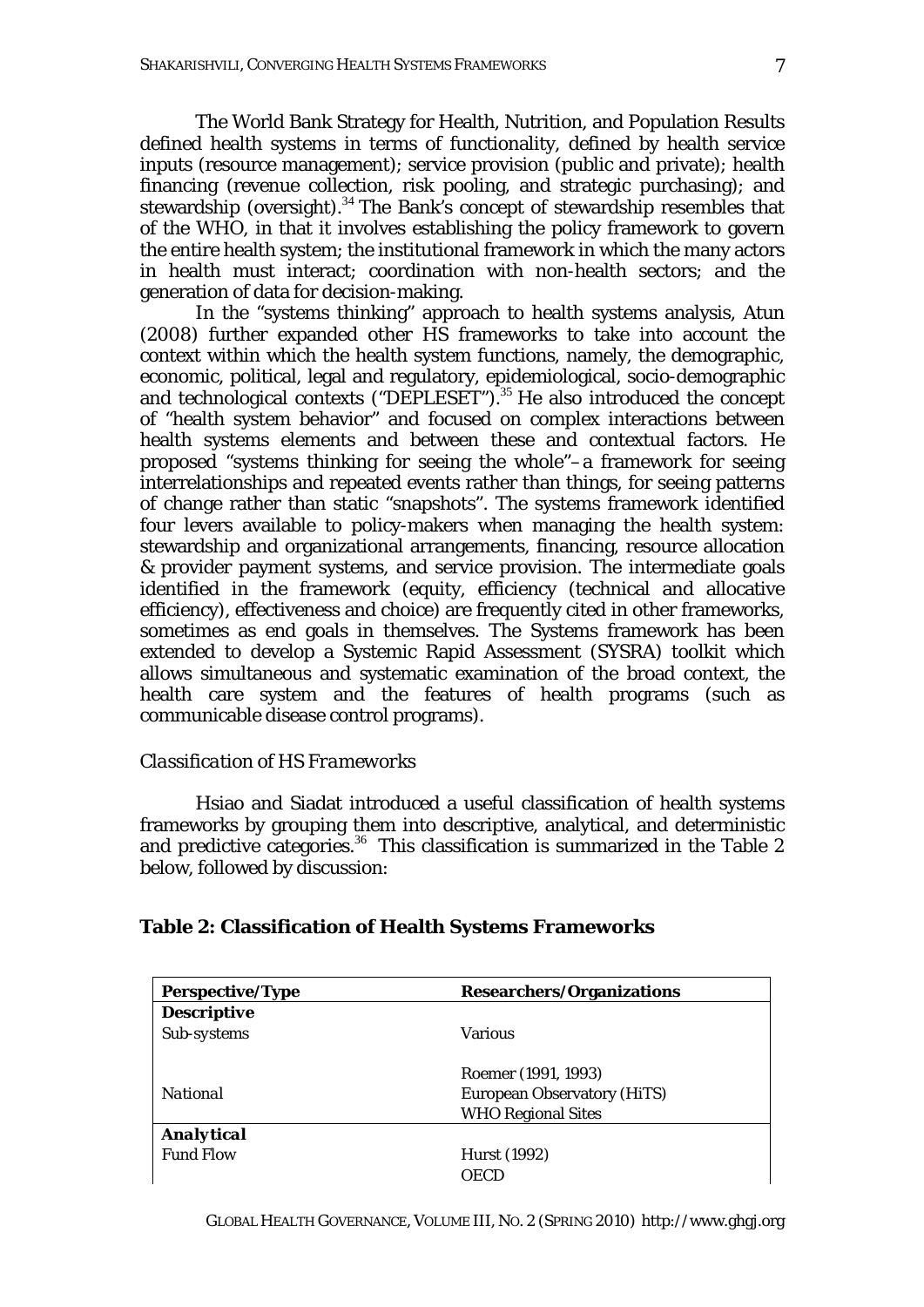The World Bank Strategy for Health, Nutrition, and Population Results defined health systems in terms of functionality, defined by health service inputs (resource management); service provision (public and private); health financing (revenue collection, risk pooling, and strategic purchasing); and stewardship (oversight).[34] The Bank's concept of stewardship resembles that of the WHO, in that it involves establishing the policy framework to govern the entire health system; the institutional framework in which the many actors in health must interact; coordination with non-health sectors; and the generation of data for decision-making.

In the "systems thinking" approach to health systems analysis, Atun (2008) further expanded other HS frameworks to take into account the context within which the health system functions, namely, the demographic, economic, political, legal and regulatory, epidemiological, socio-demographic and technological contexts ("DEPLESET").[35] He also introduced the concept of "health system behavior" and focused on complex interactions between health systems elements and between these and contextual factors. He proposed "systems thinking for seeing the whole"– a framework for seeing interrelationships and repeated events rather than things, for seeing patterns of change rather than static "snapshots". The systems framework identified four levers available to policy-makers when managing the health system: stewardship and organizational arrangements, financing, resource allocation & provider payment systems, and service provision. The intermediate goals identified in the framework (equity, efficiency (technical and allocative efficiency), effectiveness and choice) are frequently cited in other frameworks, sometimes as end goals in themselves. The Systems framework has been extended to develop a Systemic Rapid Assessment (SYSRA) toolkit which allows simultaneous and systematic examination of the broad context, the health care system and the features of health programs (such as communicable disease control programs).

### *Classification of HS Frameworks*

Hsiao and Siadat introduced a useful classification of health systems frameworks by grouping them into descriptive, analytical, and deterministic and predictive categories.[36] This classification is summarized in the Table 2 below, followed by discussion:

**Table 2: Classification of Health Systems Frameworks**

| Perspective/Type | Researchers/Organizations |
|---|---|
| ***Descriptive*** | |
| Sub-systems | Various |
| National | Roemer (1991, 1993)<br>European Observatory (HiTS)<br>WHO Regional Sites |
| ***Analytical*** | |
| Fund Flow | Hurst (1992)<br>OECD |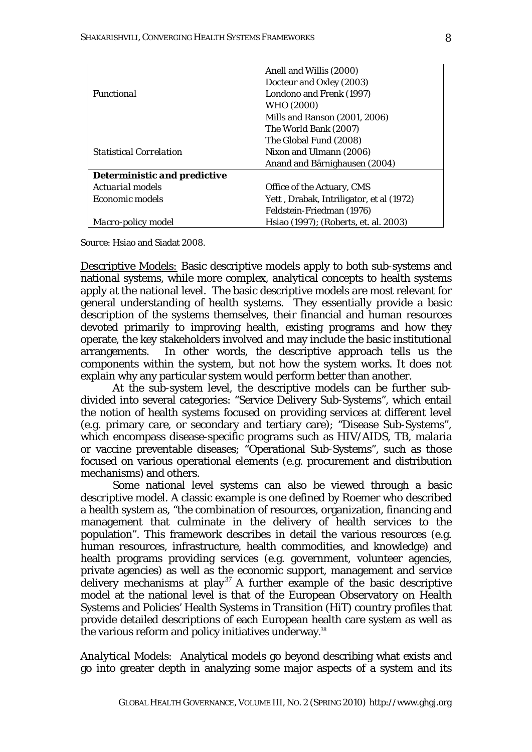| | |
|---|---|
| *Functional* | Anell and Willis (2000) |
| | Docteur and Oxley (2003) |
| | Londono and Frenk (1997) |
| | WHO (2000) |
| | Mills and Ranson (2001, 2006) |
| | The World Bank (2007) |
| | The Global Fund (2008) |
| *Statistical Correlation* | Nixon and Ulmann (2006) |
| | Anand and Bärnighausen (2004) |
| ***Deterministic and predictive*** | |
| *Actuarial models* | Office of the Actuary, CMS |
| *Economic models* | Yett , Drabak, Intriligator, et al (1972) |
| | Feldstein-Friedman (1976) |
| *Macro-policy model* | Hsiao (1997); (Roberts, et. al. 2003) |

Source: Hsiao and Siadat 2008.

Descriptive Models: Basic descriptive models apply to both sub-systems and national systems, while more complex, analytical concepts to health systems apply at the national level. The basic descriptive models are most relevant for general understanding of health systems. They essentially provide a basic description of the systems themselves, their financial and human resources devoted primarily to improving health, existing programs and how they operate, the key stakeholders involved and may include the basic institutional arrangements. In other words, the descriptive approach tells us the components within the system, but not how the system works. It does not explain why any particular system would perform better than another.

At the sub-system level, the descriptive models can be further sub-divided into several categories: "Service Delivery Sub-Systems", which entail the notion of health systems focused on providing services at different level (e.g. primary care, or secondary and tertiary care); "Disease Sub-Systems", which encompass disease-specific programs such as HIV/AIDS, TB, malaria or vaccine preventable diseases; "Operational Sub-Systems", such as those focused on various operational elements (e.g. procurement and distribution mechanisms) and others.

Some national level systems can also be viewed through a basic descriptive model. A classic example is one defined by Roemer who described a health system as, "the combination of resources, organization, financing and management that culminate in the delivery of health services to the population". This framework describes in detail the various resources (e.g. human resources, infrastructure, health commodities, and knowledge) and health programs providing services (e.g. government, volunteer agencies, private agencies) as well as the economic support, management and service delivery mechanisms at play[37] A further example of the basic descriptive model at the national level is that of the European Observatory on Health Systems and Policies' Health Systems in Transition (HiT) country profiles that provide detailed descriptions of each European health care system as well as the various reform and policy initiatives underway.[38]

Analytical Models: Analytical models go beyond describing what exists and go into greater depth in analyzing some major aspects of a system and its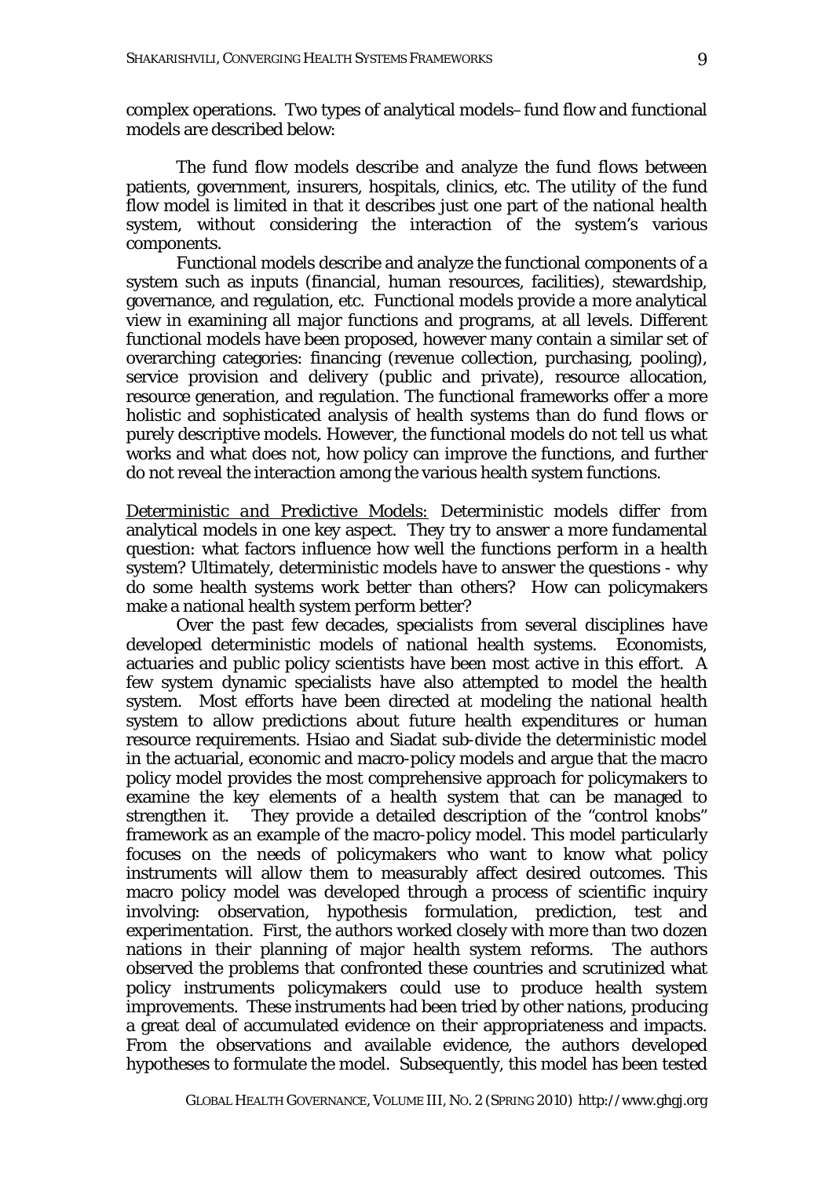complex operations. Two types of analytical models– fund flow and functional models are described below:

The fund flow models describe and analyze the fund flows between patients, government, insurers, hospitals, clinics, etc. The utility of the fund flow model is limited in that it describes just one part of the national health system, without considering the interaction of the system's various components.

Functional models describe and analyze the functional components of a system such as inputs (financial, human resources, facilities), stewardship, governance, and regulation, etc. Functional models provide a more analytical view in examining all major functions and programs, at all levels. Different functional models have been proposed, however many contain a similar set of overarching categories: financing (revenue collection, purchasing, pooling), service provision and delivery (public and private), resource allocation, resource generation, and regulation. The functional frameworks offer a more holistic and sophisticated analysis of health systems than do fund flows or purely descriptive models. However, the functional models do not tell us what works and what does not, how policy can improve the functions, and further do not reveal the interaction among the various health system functions.

*Deterministic and Predictive Models:* Deterministic models differ from analytical models in one key aspect. They try to answer a more fundamental question: what factors influence how well the functions perform in a health system? Ultimately, deterministic models have to answer the questions - why do some health systems work better than others? How can policymakers make a national health system perform better?

Over the past few decades, specialists from several disciplines have developed deterministic models of national health systems. Economists, actuaries and public policy scientists have been most active in this effort. A few system dynamic specialists have also attempted to model the health system. Most efforts have been directed at modeling the national health system to allow predictions about future health expenditures or human resource requirements. Hsiao and Siadat sub-divide the deterministic model in the actuarial, economic and macro-policy models and argue that the macro policy model provides the most comprehensive approach for policymakers to examine the key elements of a health system that can be managed to strengthen it. They provide a detailed description of the "control knobs" framework as an example of the macro-policy model. This model particularly focuses on the needs of policymakers who want to know what policy instruments will allow them to measurably affect desired outcomes. This macro policy model was developed through a process of scientific inquiry involving: observation, hypothesis formulation, prediction, test and experimentation. First, the authors worked closely with more than two dozen nations in their planning of major health system reforms. The authors observed the problems that confronted these countries and scrutinized what policy instruments policymakers could use to produce health system improvements. These instruments had been tried by other nations, producing a great deal of accumulated evidence on their appropriateness and impacts. From the observations and available evidence, the authors developed hypotheses to formulate the model. Subsequently, this model has been tested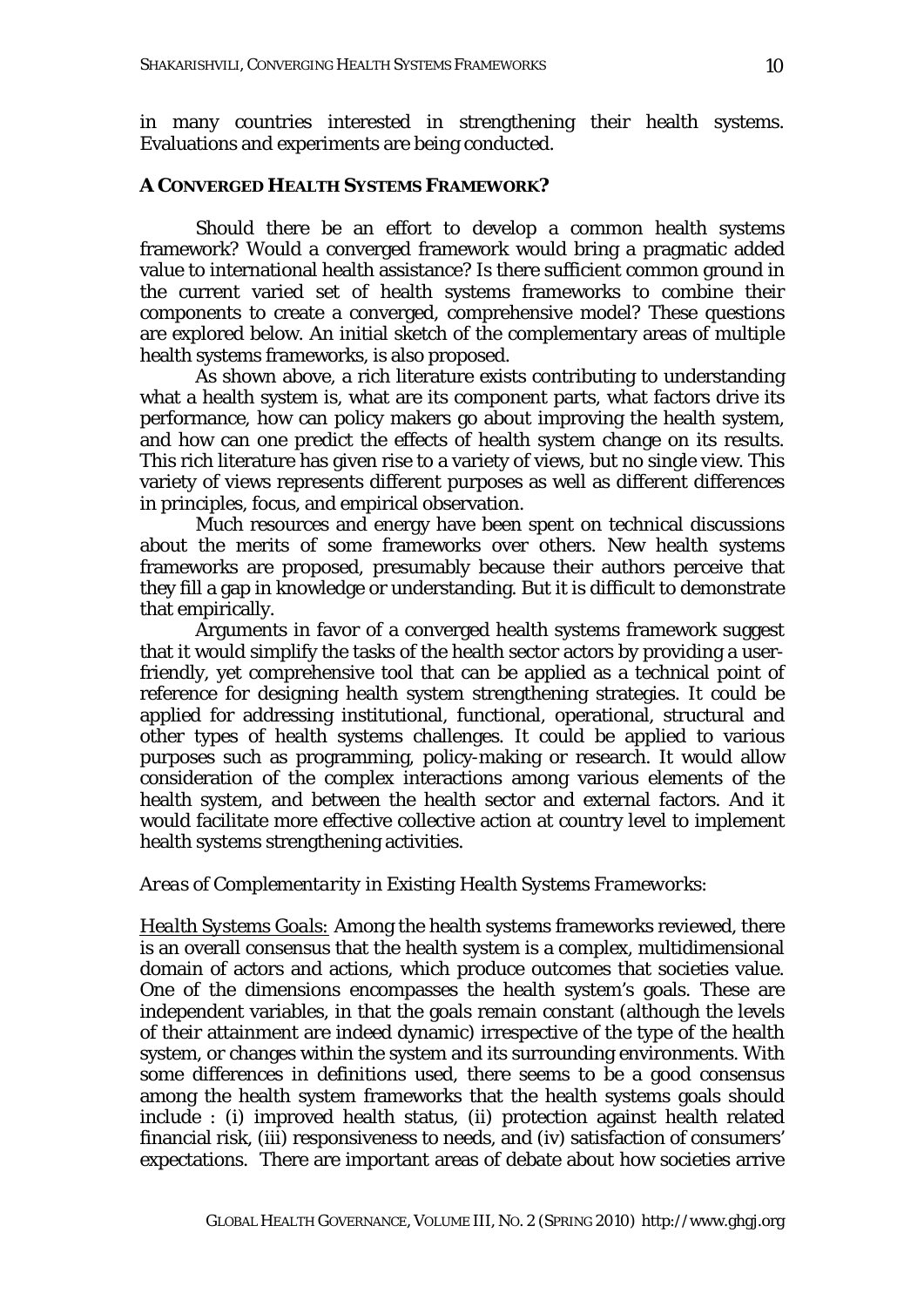in many countries interested in strengthening their health systems. Evaluations and experiments are being conducted.

## A CONVERGED HEALTH SYSTEMS FRAMEWORK?

Should there be an effort to develop a common health systems framework? Would a converged framework would bring a pragmatic added value to international health assistance? Is there sufficient common ground in the current varied set of health systems frameworks to combine their components to create a converged, comprehensive model? These questions are explored below. An initial sketch of the complementary areas of multiple health systems frameworks, is also proposed.

As shown above, a rich literature exists contributing to understanding what a health system is, what are its component parts, what factors drive its performance, how can policy makers go about improving the health system, and how can one predict the effects of health system change on its results. This rich literature has given rise to a variety of views, but no single view. This variety of views represents different purposes as well as different differences in principles, focus, and empirical observation.

Much resources and energy have been spent on technical discussions about the merits of some frameworks over others. New health systems frameworks are proposed, presumably because their authors perceive that they fill a gap in knowledge or understanding. But it is difficult to demonstrate that empirically.

Arguments in favor of a converged health systems framework suggest that it would simplify the tasks of the health sector actors by providing a user-friendly, yet comprehensive tool that can be applied as a technical point of reference for designing health system strengthening strategies. It could be applied for addressing institutional, functional, operational, structural and other types of health systems challenges. It could be applied to various purposes such as programming, policy-making or research. It would allow consideration of the complex interactions among various elements of the health system, and between the health sector and external factors. And it would facilitate more effective collective action at country level to implement health systems strengthening activities.

### *Areas of Complementarity in Existing Health Systems Frameworks:*

*Health Systems Goals:* Among the health systems frameworks reviewed, there is an overall consensus that the health system is a complex, multidimensional domain of actors and actions, which produce outcomes that societies value. One of the dimensions encompasses the health system's goals. These are independent variables, in that the goals remain constant (although the levels of their attainment are indeed dynamic) irrespective of the type of the health system, or changes within the system and its surrounding environments. With some differences in definitions used, there seems to be a good consensus among the health system frameworks that the health systems goals should include : (i) improved health status, (ii) protection against health related financial risk, (iii) responsiveness to needs, and (iv) satisfaction of consumers' expectations. There are important areas of debate about how societies arrive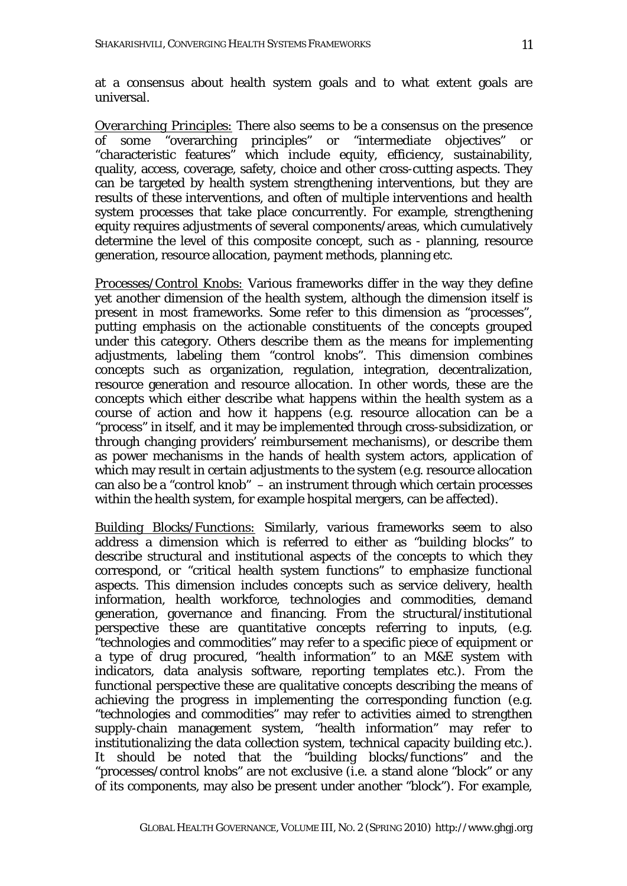at a consensus about health system goals and to what extent goals are universal.

Overarching Principles: There also seems to be a consensus on the presence of some "overarching principles" or "intermediate objectives" or "characteristic features" which include equity, efficiency, sustainability, quality, access, coverage, safety, choice and other cross-cutting aspects. They can be targeted by health system strengthening interventions, but they are results of these interventions, and often of multiple interventions and health system processes that take place concurrently. For example, strengthening equity requires adjustments of several components/areas, which cumulatively determine the level of this composite concept, such as - planning, resource generation, resource allocation, payment methods, planning etc.

Processes/Control Knobs: Various frameworks differ in the way they define yet another dimension of the health system, although the dimension itself is present in most frameworks. Some refer to this dimension as "processes", putting emphasis on the actionable constituents of the concepts grouped under this category. Others describe them as the means for implementing adjustments, labeling them "control knobs". This dimension combines concepts such as organization, regulation, integration, decentralization, resource generation and resource allocation. In other words, these are the concepts which either describe what happens within the health system as a course of action and how it happens (e.g. resource allocation can be a "process" in itself, and it may be implemented through cross-subsidization, or through changing providers' reimbursement mechanisms), or describe them as power mechanisms in the hands of health system actors, application of which may result in certain adjustments to the system (e.g. resource allocation can also be a "control knob" – an instrument through which certain processes within the health system, for example hospital mergers, can be affected).

Building Blocks/Functions: Similarly, various frameworks seem to also address a dimension which is referred to either as "building blocks" to describe structural and institutional aspects of the concepts to which they correspond, or "critical health system functions" to emphasize functional aspects. This dimension includes concepts such as service delivery, health information, health workforce, technologies and commodities, demand generation, governance and financing. From the structural/institutional perspective these are quantitative concepts referring to inputs, (e.g. "technologies and commodities" may refer to a specific piece of equipment or a type of drug procured, "health information" to an M&E system with indicators, data analysis software, reporting templates etc.). From the functional perspective these are qualitative concepts describing the means of achieving the progress in implementing the corresponding function (e.g. "technologies and commodities" may refer to activities aimed to strengthen supply-chain management system, "health information" may refer to institutionalizing the data collection system, technical capacity building etc.). It should be noted that the "building blocks/functions" and the "processes/control knobs" are not exclusive (i.e. a stand alone "block" or any of its components, may also be present under another "block"). For example,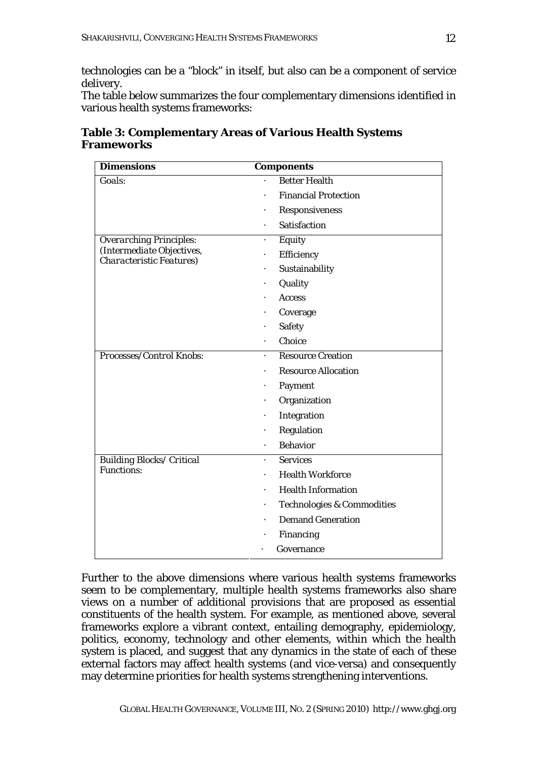technologies can be a "block" in itself, but also can be a component of service delivery.

The table below summarizes the four complementary dimensions identified in various health systems frameworks:

**Table 3: Complementary Areas of Various Health Systems Frameworks**

| Dimensions | Components |
|---|---|
| *Goals:* | · Better Health<br>· Financial Protection<br>· Responsiveness<br>· Satisfaction |
| *Overarching Principles: (Intermediate Objectives, Characteristic Features)* | · Equity<br>· Efficiency<br>· Sustainability<br>· Quality<br>· Access<br>· Coverage<br>· Safety<br>· Choice |
| *Processes/Control Knobs:* | · Resource Creation<br>· Resource Allocation<br>· Payment<br>· Organization<br>· Integration<br>· Regulation<br>· Behavior |
| *Building Blocks/ Critical Functions:* | · Services<br>· Health Workforce<br>· Health Information<br>· Technologies & Commodities<br>· Demand Generation<br>· Financing<br>· Governance |

Further to the above dimensions where various health systems frameworks seem to be complementary, multiple health systems frameworks also share views on a number of additional provisions that are proposed as essential constituents of the health system. For example, as mentioned above, several frameworks explore a vibrant context, entailing demography, epidemiology, politics, economy, technology and other elements, within which the health system is placed, and suggest that any dynamics in the state of each of these external factors may affect health systems (and vice-versa) and consequently may determine priorities for health systems strengthening interventions.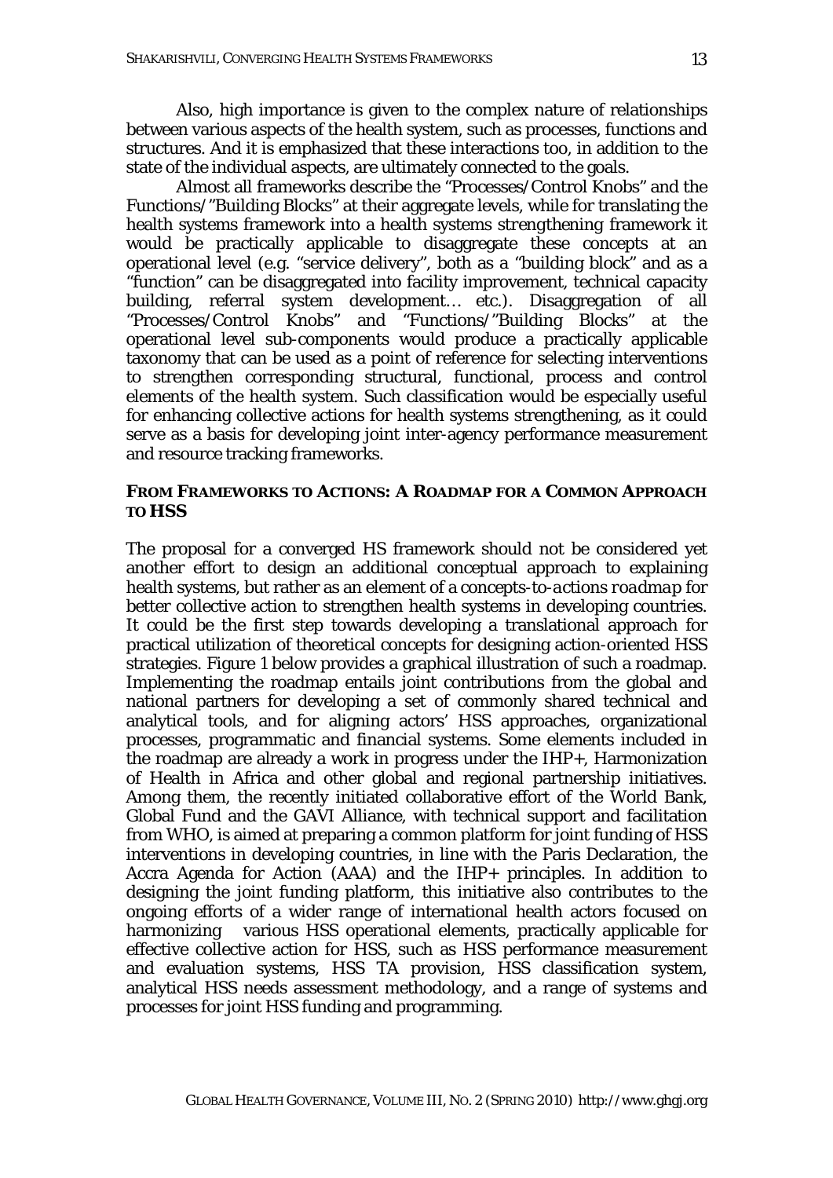Also, high importance is given to the complex nature of relationships between various aspects of the health system, such as processes, functions and structures. And it is emphasized that these interactions too, in addition to the state of the individual aspects, are ultimately connected to the goals.

Almost all frameworks describe the "Processes/Control Knobs" and the Functions/"Building Blocks" at their aggregate levels, while for translating the health systems framework into a health systems strengthening framework it would be practically applicable to disaggregate these concepts at an operational level (e.g. "service delivery", both as a "building block" and as a "function" can be disaggregated into facility improvement, technical capacity building, referral system development… etc.). Disaggregation of all "Processes/Control Knobs" and "Functions/"Building Blocks" at the operational level sub-components would produce a practically applicable taxonomy that can be used as a point of reference for selecting interventions to strengthen corresponding structural, functional, process and control elements of the health system. Such classification would be especially useful for enhancing collective actions for health systems strengthening, as it could serve as a basis for developing joint inter-agency performance measurement and resource tracking frameworks.

## FROM FRAMEWORKS TO ACTIONS: A ROADMAP FOR A COMMON APPROACH TO HSS

The proposal for a converged HS framework should not be considered yet another effort to design an additional conceptual approach to explaining health systems, but rather as an element of a *concepts-to-actions roadmap* for better collective action to strengthen health systems in developing countries. It could be the first step towards developing a translational approach for practical utilization of theoretical concepts for designing action-oriented HSS strategies. Figure 1 below provides a graphical illustration of such a roadmap. Implementing the roadmap entails joint contributions from the global and national partners for developing a set of commonly shared technical and analytical tools, and for aligning actors' HSS approaches, organizational processes, programmatic and financial systems. Some elements included in the roadmap are already a work in progress under the IHP+, Harmonization of Health in Africa and other global and regional partnership initiatives. Among them, the recently initiated collaborative effort of the World Bank, Global Fund and the GAVI Alliance, with technical support and facilitation from WHO, is aimed at preparing a common platform for joint funding of HSS interventions in developing countries, in line with the Paris Declaration, the Accra Agenda for Action (AAA) and the IHP+ principles. In addition to designing the joint funding platform, this initiative also contributes to the ongoing efforts of a wider range of international health actors focused on harmonizing various HSS operational elements, practically applicable for effective collective action for HSS, such as HSS performance measurement and evaluation systems, HSS TA provision, HSS classification system, analytical HSS needs assessment methodology, and a range of systems and processes for joint HSS funding and programming.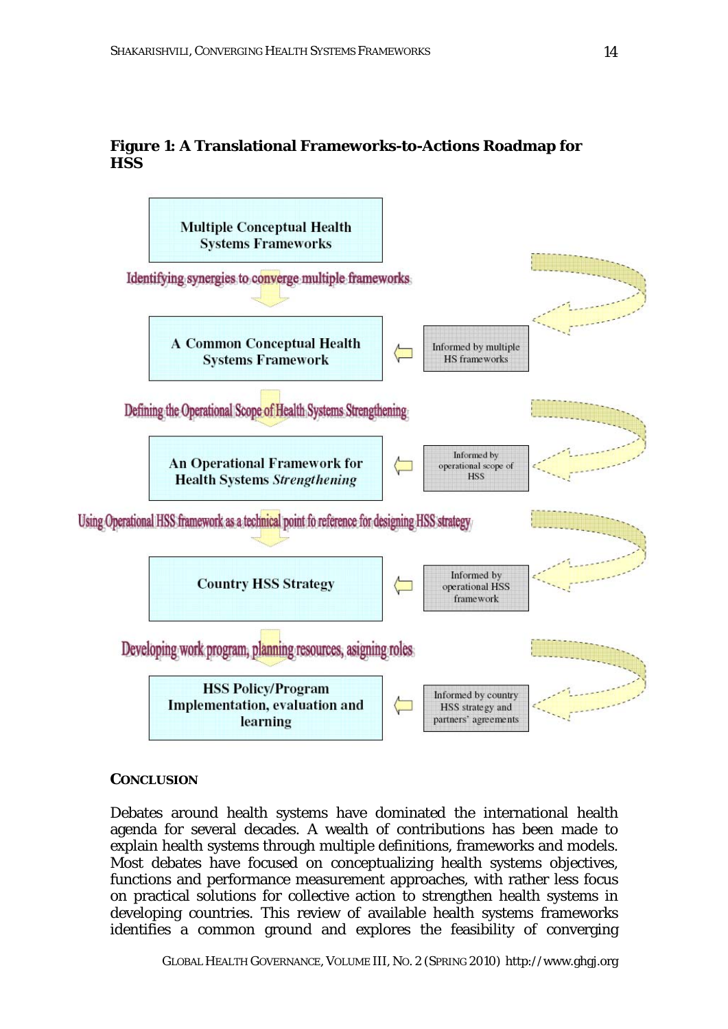**Figure 1: A Translational Frameworks-to-Actions Roadmap for HSS**

Multiple Conceptual Health Systems Frameworks

Identifying synergies to converge multiple frameworks

A Common Conceptual Health Systems Framework — Informed by multiple HS frameworks

Defining the Operational Scope of Health Systems Strengthening

An Operational Framework for Health Systems *Strengthening* — Informed by operational scope of HSS

Using Operational HSS framework as a technical point fo reference for designing HSS strategy

Country HSS Strategy — Informed by operational HSS framework

Developing work program, planning resources, asigning roles

HSS Policy/Program Implementation, evaluation and learning — Informed by country HSS strategy and partners' agreements

## CONCLUSION

Debates around health systems have dominated the international health agenda for several decades. A wealth of contributions has been made to explain health systems through multiple definitions, frameworks and models. Most debates have focused on conceptualizing health systems objectives, functions and performance measurement approaches, with rather less focus on practical solutions for collective action to strengthen health systems in developing countries. This review of available health systems frameworks identifies a common ground and explores the feasibility of converging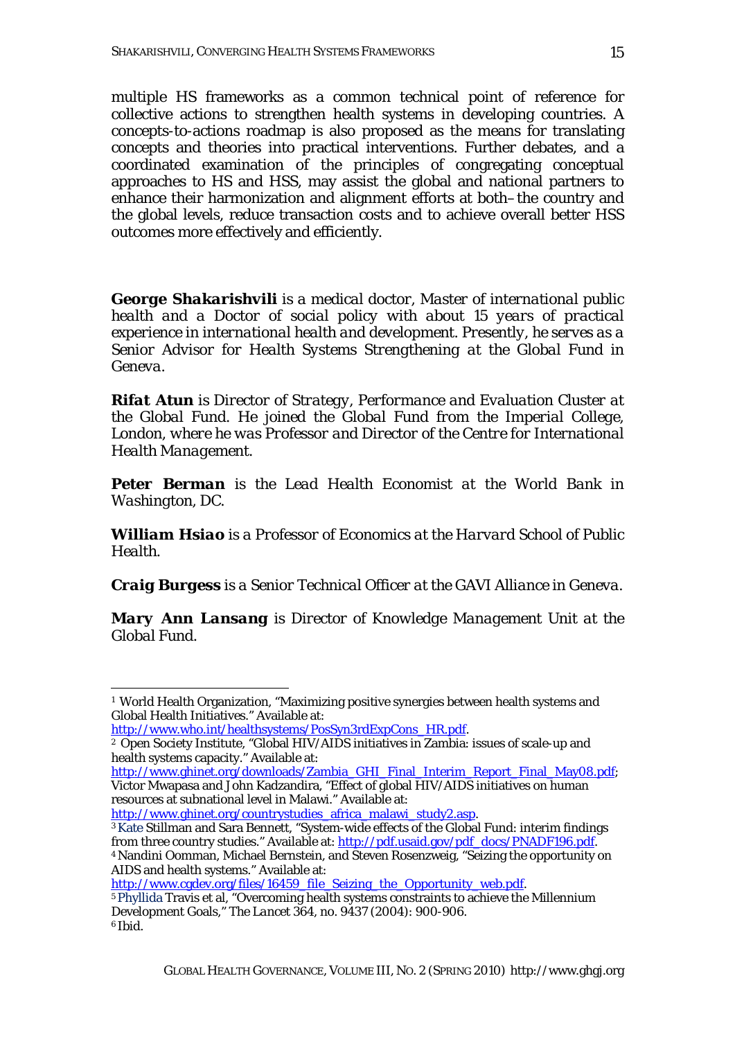multiple HS frameworks as a common technical point of reference for collective actions to strengthen health systems in developing countries. A concepts-to-actions roadmap is also proposed as the means for translating concepts and theories into practical interventions. Further debates, and a coordinated examination of the principles of congregating conceptual approaches to HS and HSS, may assist the global and national partners to enhance their harmonization and alignment efforts at both–the country and the global levels, reduce transaction costs and to achieve overall better HSS outcomes more effectively and efficiently.

***George Shakarishvili*** *is a medical doctor, Master of international public health and a Doctor of social policy with about 15 years of practical experience in international health and development. Presently, he serves as a Senior Advisor for Health Systems Strengthening at the Global Fund in Geneva.*

***Rifat Atun*** *is Director of Strategy, Performance and Evaluation Cluster at the Global Fund. He joined the Global Fund from the Imperial College, London, where he was Professor and Director of the Centre for International Health Management.*

***Peter Berman*** *is the Lead Health Economist at the World Bank in Washington, DC.*

***William Hsiao*** *is a Professor of Economics at the Harvard School of Public Health.*

***Craig Burgess*** *is a Senior Technical Officer at the GAVI Alliance in Geneva.*

***Mary Ann Lansang*** *is Director of Knowledge Management Unit at the Global Fund.*

---

[1] World Health Organization, "Maximizing positive synergies between health systems and Global Health Initiatives." Available at: http://www.who.int/healthsystems/PosSyn3rdExpCons_HR.pdf.

[2] Open Society Institute, "Global HIV/AIDS initiatives in Zambia: issues of scale-up and health systems capacity." Available at: http://www.ghinet.org/downloads/Zambia_GHI_Final_Interim_Report_Final_May08.pdf; Victor Mwapasa and John Kadzandira, "Effect of global HIV/AIDS initiatives on human resources at subnational level in Malawi." Available at: http://www.ghinet.org/countrystudies_africa_malawi_study2.asp.

[3] Kate Stillman and Sara Bennett, "System-wide effects of the Global Fund: interim findings from three country studies." Available at: http://pdf.usaid.gov/pdf_docs/PNADF196.pdf.

[4] Nandini Oomman, Michael Bernstein, and Steven Rosenzweig, "Seizing the opportunity on AIDS and health systems." Available at: http://www.cgdev.org/files/16459_file_Seizing_the_Opportunity_web.pdf.

[5] Phyllida Travis et al, "Overcoming health systems constraints to achieve the Millennium Development Goals," *The Lancet* 364, no. 9437 (2004): 900-906.

[6] Ibid.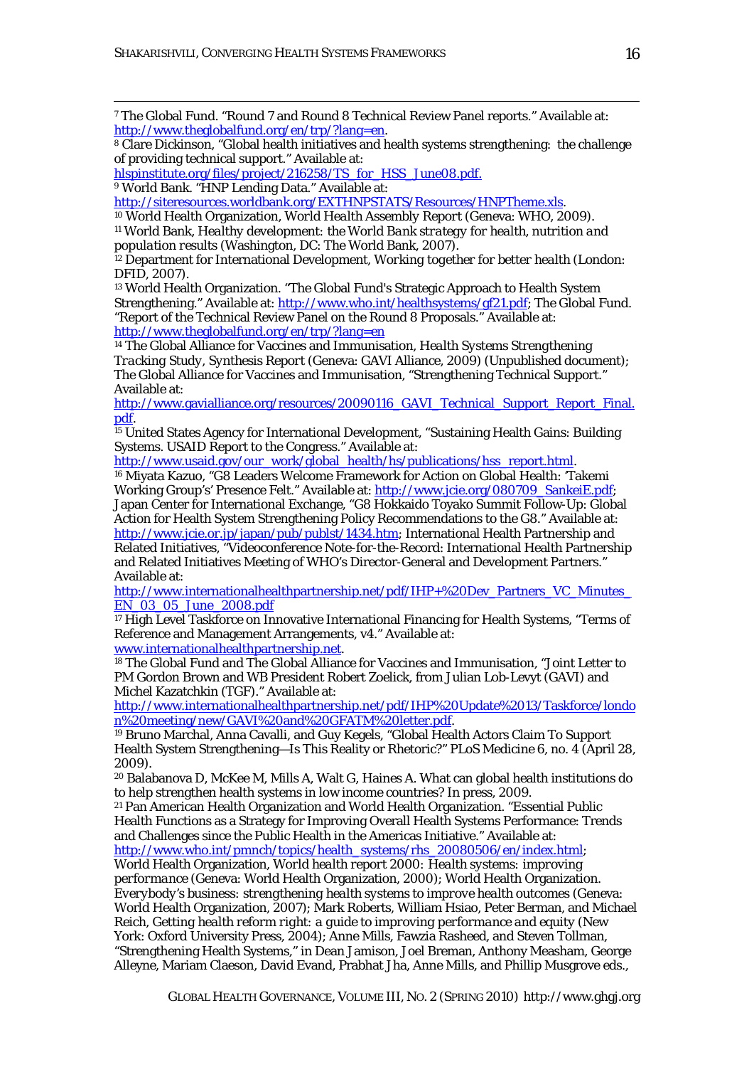[7] The Global Fund. "Round 7 and Round 8 Technical Review Panel reports." Available at: http://www.theglobalfund.org/en/trp/?lang=en.

[8] Clare Dickinson, "Global health initiatives and health systems strengthening: the challenge of providing technical support." Available at: hlspinstitute.org/files/project/216258/TS_for_HSS_June08.pdf.

[9] World Bank. "HNP Lending Data." Available at: http://siteresources.worldbank.org/EXTHNPSTATS/Resources/HNPTheme.xls.

[10] World Health Organization, *World Health Assembly Report* (Geneva: WHO, 2009).

[11] World Bank, *Healthy development: the World Bank strategy for health, nutrition and population results* (Washington, DC: The World Bank, 2007).

[12] Department for International Development, *Working together for better health* (London: DFID, 2007).

[13] World Health Organization. "The Global Fund's Strategic Approach to Health System Strengthening." Available at: http://www.who.int/healthsystems/gf21.pdf; The Global Fund. "Report of the Technical Review Panel on the Round 8 Proposals." Available at: http://www.theglobalfund.org/en/trp/?lang=en

[14] The Global Alliance for Vaccines and Immunisation, *Health Systems Strengthening Tracking Study, Synthesis Report* (Geneva: GAVI Alliance, 2009) (Unpublished document); The Global Alliance for Vaccines and Immunisation, "Strengthening Technical Support." Available at: http://www.gavialliance.org/resources/20090116_GAVI_Technical_Support_Report_Final.pdf.

[15] United States Agency for International Development, "Sustaining Health Gains: Building Systems. USAID Report to the Congress." Available at: http://www.usaid.gov/our_work/global_health/hs/publications/hss_report.html.

[16] Miyata Kazuo, "G8 Leaders Welcome Framework for Action on Global Health: 'Takemi Working Group's' Presence Felt." Available at: http://www.jcie.org/080709_SankeiE.pdf; Japan Center for International Exchange, "G8 Hokkaido Toyako Summit Follow-Up: Global Action for Health System Strengthening Policy Recommendations to the G8." Available at: http://www.jcie.or.jp/japan/pub/publst/1434.htm; International Health Partnership and Related Initiatives, "Videoconference Note-for-the-Record: International Health Partnership and Related Initiatives Meeting of WHO's Director-General and Development Partners." Available at: http://www.internationalhealthpartnership.net/pdf/IHP+%20Dev_Partners_VC_Minutes_EN_03_05_June_2008.pdf

[17] High Level Taskforce on Innovative International Financing for Health Systems, "Terms of Reference and Management Arrangements, v4." Available at: www.internationalhealthpartnership.net.

[18] The Global Fund and The Global Alliance for Vaccines and Immunisation, "Joint Letter to PM Gordon Brown and WB President Robert Zoelick, from Julian Lob-Levyt (GAVI) and Michel Kazatchkin (TGF)." Available at: http://www.internationalhealthpartnership.net/pdf/IHP%20Update%2013/Taskforce/london%20meeting/new/GAVI%20and%20GFATM%20letter.pdf.

[19] Bruno Marchal, Anna Cavalli, and Guy Kegels, "Global Health Actors Claim To Support Health System Strengthening—Is This Reality or Rhetoric?" PLoS Medicine 6, no. 4 (April 28, 2009).

[20] Balabanova D, McKee M, Mills A, Walt G, Haines A. What can global health institutions do to help strengthen health systems in low income countries? In press, 2009.

[21] Pan American Health Organization and World Health Organization. "Essential Public Health Functions as a Strategy for Improving Overall Health Systems Performance: Trends and Challenges since the Public Health in the Americas Initiative." Available at: http://www.who.int/pmnch/topics/health_systems/rhs_20080506/en/index.html; World Health Organization, *World health report 2000: Health systems: improving performance* (Geneva: World Health Organization, 2000); World Health Organization. *Everybody's business: strengthening health systems to improve health outcomes* (Geneva: World Health Organization, 2007); Mark Roberts, William Hsiao, Peter Berman, and Michael Reich, *Getting health reform right: a guide to improving performance and equity* (New York: Oxford University Press, 2004); Anne Mills, Fawzia Rasheed, and Steven Tollman, "Strengthening Health Systems," in Dean Jamison, Joel Breman, Anthony Measham, George Alleyne, Mariam Claeson, David Evand, Prabhat Jha, Anne Mills, and Phillip Musgrove eds.,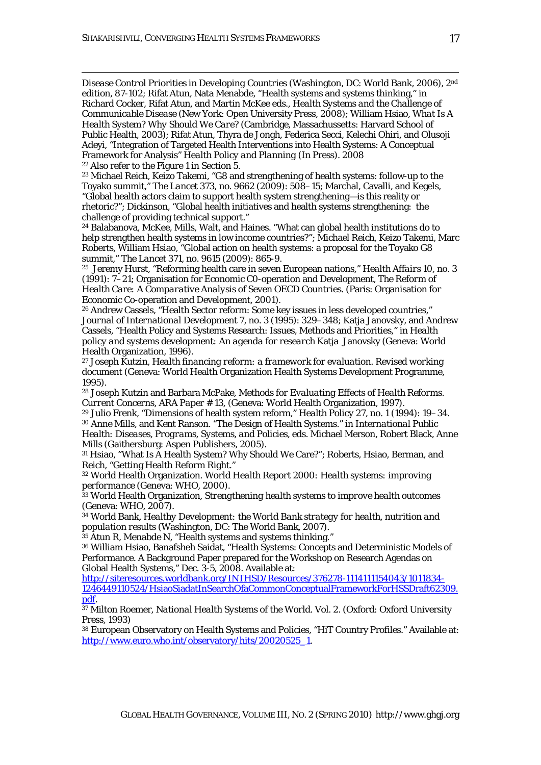*Disease Control Priorities in Developing Countries* (Washington, DC: World Bank, 2006), 2[nd] edition, 87-102; Rifat Atun, Nata Menabde, "Health systems and systems thinking," in Richard Cocker, Rifat Atun, and Martin McKee eds., *Health Systems and the Challenge of Communicable Disease* (New York: Open University Press, 2008); William Hsiao, *What Is A Health System? Why Should We Care?* (Cambridge, Massachussetts: Harvard School of Public Health, 2003); Rifat Atun, Thyra de Jongh, Federica Secci, Kelechi Ohiri, and Olusoji Adeyi, "Integration of Targeted Health Interventions into Health Systems: A Conceptual Framework for Analysis" *Health Policy and Planning* (In Press). 2008

[22] Also refer to the Figure 1 in Section 5.

[23] Michael Reich, Keizo Takemi, "G8 and strengthening of health systems: follow-up to the Toyako summit," *The Lancet* 373, no. 9662 (2009): 508–15; Marchal, Cavalli, and Kegels, "Global health actors claim to support health system strengthening—is this reality or rhetoric?"; Dickinson, "Global health initiatives and health systems strengthening: the challenge of providing technical support."

[24] Balabanova, McKee, Mills, Walt, and Haines. "What can global health institutions do to help strengthen health systems in low income countries?"; Michael Reich, Keizo Takemi, Marc Roberts, William Hsiao, "Global action on health systems: a proposal for the Toyako G8 summit," *The Lancet* 371, no. 9615 (2009): 865-9.

[25] Jeremy Hurst, "Reforming health care in seven European nations," *Health Affairs* 10, no. 3 (1991): 7–21; Organisation for Economic C0-operation and Development, *The Reform of Health Care: A Comparative Analysis of Seven OECD Countries.* (Paris: Organisation for Economic Co-operation and Development, 2001).

[26] Andrew Cassels, "Health Sector reform: Some key issues in less developed countries," *Journal of International Development* 7, no. 3 (1995): 329–348; Katja Janovsky, and Andrew Cassels, "Health Policy and Systems Research: Issues, Methods and Priorities," in *Health policy and systems development: An agenda for research* Katja Janovsky (Geneva: World Health Organization, 1996).

[27] Joseph Kutzin, *Health financing reform: a framework for evaluation.* Revised working document (Geneva: World Health Organization Health Systems Development Programme, 1995).

[28] Joseph Kutzin and Barbara McPake, *Methods for Evaluating Effects of Health Reforms. Current Concerns, ARA Paper # 13,* (Geneva: World Health Organization, 1997).

[29] Julio Frenk, "Dimensions of health system reform," *Health Policy* 27, no. 1 (1994): 19–34.

[30] Anne Mills, and Kent Ranson. "The Design of Health Systems." in *International Public Health: Diseases, Programs, Systems, and Policies*, eds. Michael Merson, Robert Black, Anne Mills (Gaithersburg: Aspen Publishers, 2005).

[31] Hsiao, "What Is A Health System? Why Should We Care?"; Roberts, Hsiao, Berman, and Reich, "Getting Health Reform Right."

[32] World Health Organization. *World Health Report 2000: Health systems: improving performance* (Geneva: WHO, 2000).

[33] World Health Organization, *Strengthening health systems to improve health outcomes* (Geneva: WHO, 2007).

[34] World Bank, *Healthy Development: the World Bank strategy for health, nutrition and population results* (Washington, DC: The World Bank, 2007).

[35] Atun R, Menabde N, "Health systems and systems thinking."

[36] William Hsiao, Banafsheh Saidat, "Health Systems: Concepts and Deterministic Models of Performance. A Background Paper prepared for the Workshop on Research Agendas on Global Health Systems," Dec. 3-5, 2008. Available at: http://siteresources.worldbank.org/INTHSD/Resources/376278-1114111154043/1011834-1246449110524/HsiaoSiadatInSearchOfaCommonConceptualFrameworkForHSSDraft62309.pdf.

[37] Milton Roemer, *National Health Systems of the World*. Vol. 2. (Oxford: Oxford University Press, 1993)

[38] European Observatory on Health Systems and Policies, "HiT Country Profiles." Available at: http://www.euro.who.int/observatory/hits/20020525_1.